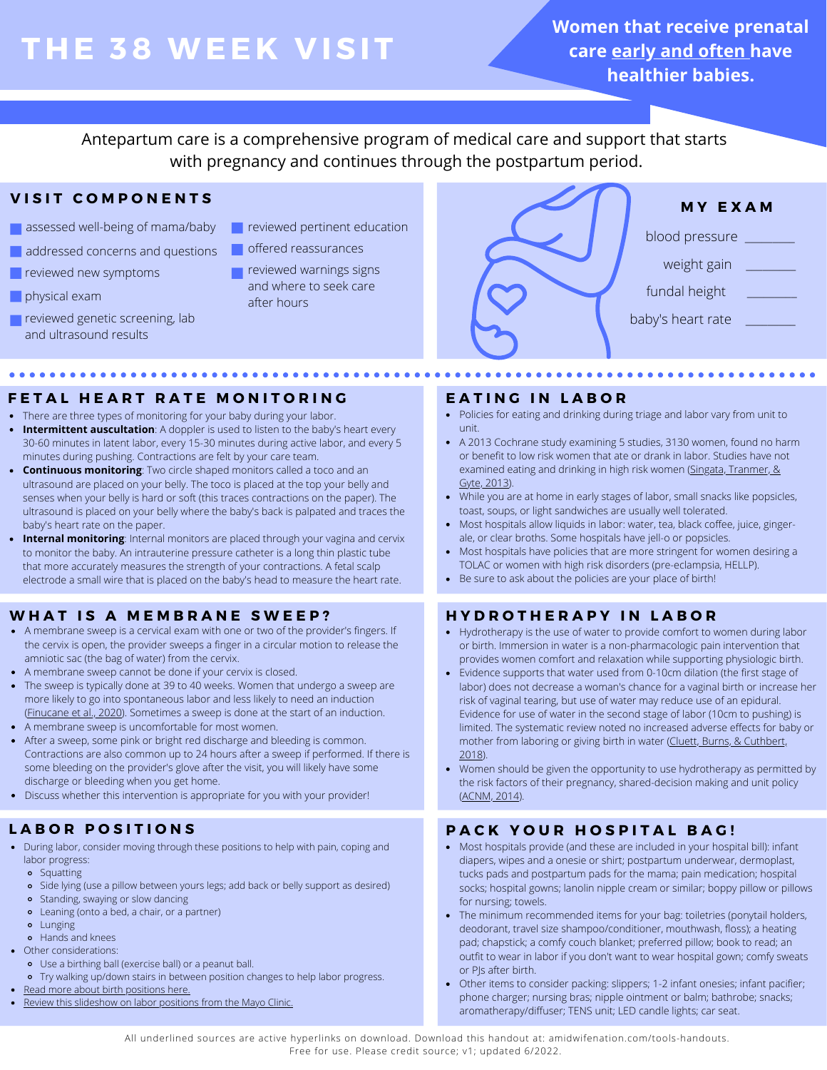# THE 38 WEEK VISIT

**Women that receive prenatal care <u>early and often</u> have healthier babies.**

Antepartum care is a comprehensive program of medical care and support that starts with pregnancy and continues through the postpartum period.

## VISIT COMPONENTS

- assessed well-being of mama/baby
- addressed concerns and questions
- reviewed new symptoms
- physical exam
- reviewed genetic screening, lab and ultrasound results
- reviewed pertinent education
- offered reassurances
- reviewed warnings signs and where to seek care after hours

## MY EXAM

blood pressure _______

weight gain _______

fundal height _______

baby's heart rate _______

## FETAL HEART RATE MONITORING

- There are three types of monitoring for your baby during your labor.
- **Intermittent auscultation**: A doppler is used to listen to the baby's heart every 30-60 minutes in latent labor, every 15-30 minutes during active labor, and every 5 minutes during pushing. Contractions are felt by your care team.
- **Continuous monitoring**: Two circle shaped monitors called a toco and an ultrasound are placed on your belly. The toco is placed at the top your belly and senses when your belly is hard or soft (this traces contractions on the paper). The ultrasound is placed on your belly where the baby's back is palpated and traces the baby's heart rate on the paper.
- **Internal monitoring**: Internal monitors are placed through your vagina and cervix to monitor the baby. An intrauterine pressure catheter is a long thin plastic tube that more accurately measures the strength of your contractions. A fetal scalp electrode a small wire that is placed on the baby's head to measure the heart rate.

## EATING IN LABOR

- Policies for eating and drinking during triage and labor vary from unit to unit.
- A 2013 Cochrane study examining 5 studies, 3130 women, found no harm or benefit to low risk women that ate or drank in labor. Studies have not examined eating and drinking in high risk women (Singata, Tranmer, & Gyte, 2013).
- While you are at home in early stages of labor, small snacks like popsicles, toast, soups, or light sandwiches are usually well tolerated.
- Most hospitals allow liquids in labor: water, tea, black coffee, juice, ginger-ale, or clear broths. Some hospitals have jell-o or popsicles.
- Most hospitals have policies that are more stringent for women desiring a TOLAC or women with high risk disorders (pre-eclampsia, HELLP).
- Be sure to ask about the policies are your place of birth!

## WHAT IS A MEMBRANE SWEEP?

- A membrane sweep is a cervical exam with one or two of the provider's fingers. If the cervix is open, the provider sweeps a finger in a circular motion to release the amniotic sac (the bag of water) from the cervix.
- A membrane sweep cannot be done if your cervix is closed.
- The sweep is typically done at 39 to 40 weeks. Women that undergo a sweep are more likely to go into spontaneous labor and less likely to need an induction (Finucane et al., 2020). Sometimes a sweep is done at the start of an induction.
- A membrane sweep is uncomfortable for most women.
- After a sweep, some pink or bright red discharge and bleeding is common. Contractions are also common up to 24 hours after a sweep if performed. If there is some bleeding on the provider's glove after the visit, you will likely have some discharge or bleeding when you get home.
- Discuss whether this intervention is appropriate for you with your provider!

## HYDROTHERAPY IN LABOR

- Hydrotherapy is the use of water to provide comfort to women during labor or birth. Immersion in water is a non-pharmacologic pain intervention that provides women comfort and relaxation while supporting physiologic birth.
- Evidence supports that water used from 0-10cm dilation (the first stage of labor) does not decrease a woman's chance for a vaginal birth or increase her risk of vaginal tearing, but use of water may reduce use of an epidural. Evidence for use of water in the second stage of labor (10cm to pushing) is limited. The systematic review noted no increased adverse effects for baby or mother from laboring or giving birth in water (Cluett, Burns, & Cuthbert, 2018).
- Women should be given the opportunity to use hydrotherapy as permitted by the risk factors of their pregnancy, shared-decision making and unit policy (ACNM, 2014).

## LABOR POSITIONS

- During labor, consider moving through these positions to help with pain, coping and labor progress:
  - Squatting
  - Side lying (use a pillow between yours legs; add back or belly support as desired)
  - Standing, swaying or slow dancing
  - Leaning (onto a bed, a chair, or a partner)
  - Lunging
  - Hands and knees
- Other considerations:
  - Use a birthing ball (exercise ball) or a peanut ball.
  - Try walking up/down stairs in between position changes to help labor progress.
- Read more about birth positions here.
- Review this slideshow on labor positions from the Mayo Clinic.

## PACK YOUR HOSPITAL BAG!

- Most hospitals provide (and these are included in your hospital bill): infant diapers, wipes and a onesie or shirt; postpartum underwear, dermoplast, tucks pads and postpartum pads for the mama; pain medication; hospital socks; hospital gowns; lanolin nipple cream or similar; boppy pillow or pillows for nursing; towels.
- The minimum recommended items for your bag: toiletries (ponytail holders, deodorant, travel size shampoo/conditioner, mouthwash, floss); a heating pad; chapstick; a comfy couch blanket; preferred pillow; book to read; an outfit to wear in labor if you don't want to wear hospital gown; comfy sweats or PJs after birth.
- Other items to consider packing: slippers; 1-2 infant onesies; infant pacifier; phone charger; nursing bras; nipple ointment or balm; bathrobe; snacks; aromatherapy/diffuser; TENS unit; LED candle lights; car seat.

All underlined sources are active hyperlinks on download. Download this handout at: amidwifenation.com/tools-handouts.
Free for use. Please credit source; v1; updated 6/2022.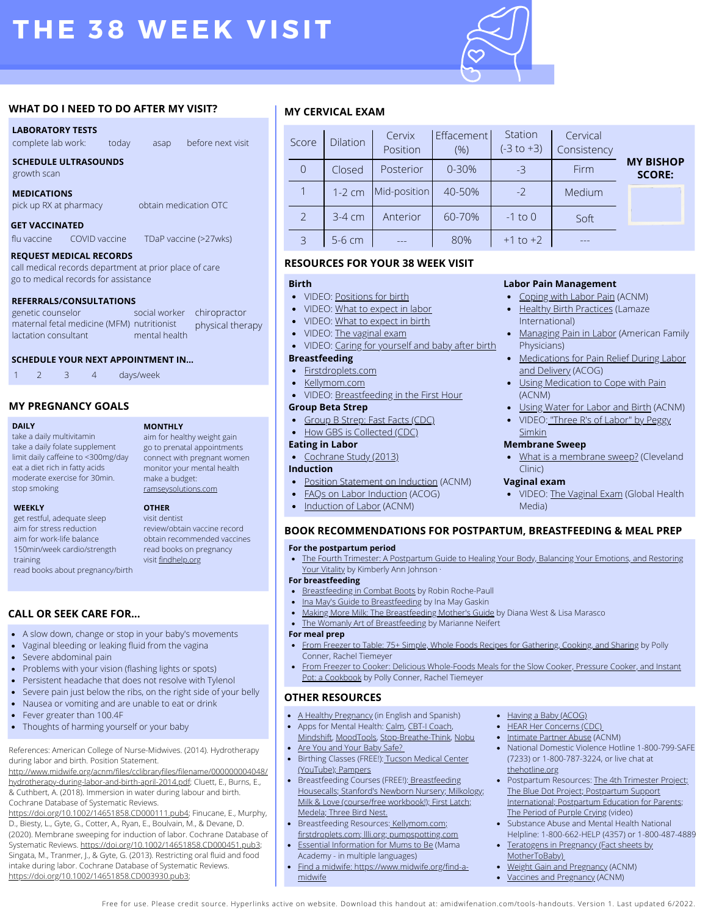# THE 38 WEEK VISIT

## WHAT DO I NEED TO DO AFTER MY VISIT?

**LABORATORY TESTS**

complete lab work: today asap before next visit

**SCHEDULE ULTRASOUNDS**

growth scan

**MEDICATIONS**

pick up RX at pharmacy obtain medication OTC

**GET VACCINATED**

flu vaccine COVID vaccine TDaP vaccine (>27wks)

**REQUEST MEDICAL RECORDS**

call medical records department at prior place of care
go to medical records for assistance

**REFERRALS/CONSULTATIONS**

genetic counselor social worker chiropractor
maternal fetal medicine (MFM) nutritionist physical therapy
lactation consultant mental health

**SCHEDULE YOUR NEXT APPOINTMENT IN...**

1 2 3 4 days/week

## MY PREGNANCY GOALS

**DAILY**

take a daily multivitamin
take a daily folate supplement
limit daily caffeine to <300mg/day
eat a diet rich in fatty acids
moderate exercise for 30min.
stop smoking

**MONTHLY**

aim for healthy weight gain
go to prenatal appointments
connect with pregnant women
monitor your mental health
make a budget: ramseysolutions.com

**WEEKLY**

get restful, adequate sleep
aim for stress reduction
aim for work-life balance
150min/week cardio/strength training
read books about pregnancy/birth

**OTHER**

visit dentist
review/obtain vaccine record
obtain recommended vaccines
read books on pregnancy
visit findhelp.org

## CALL OR SEEK CARE FOR...

- A slow down, change or stop in your baby's movements
- Vaginal bleeding or leaking fluid from the vagina
- Severe abdominal pain
- Problems with your vision (flashing lights or spots)
- Persistent headache that does not resolve with Tylenol
- Severe pain just below the ribs, on the right side of your belly
- Nausea or vomiting and are unable to eat or drink
- Fever greater than 100.4F
- Thoughts of harming yourself or your baby

References: American College of Nurse-Midwives. (2014). Hydrotherapy during labor and birth. Position Statement. http://www.midwife.org/acnm/files/cclibraryfiles/filename/000000004048/hydrotherapy-during-labor-and-birth-april-2014.pdf; Cluett, E., Burns, E., & Cuthbert, A. (2018). Immersion in water during labour and birth. Cochrane Database of Systematic Reviews. https://doi.org/10.1002/14651858.CD000111.pub4; Finucane, E., Murphy, D., Biesty, L., Gyte, G., Cotter, A., Ryan, E., Boulvain, M., & Devane, D. (2020). Membrane sweeping for induction of labor. Cochrane Database of Systematic Reviews. https://doi.org/10.1002/14651858.CD000451.pub3; Singata, M., Tranmer, J., & Gyte, G. (2013). Restricting oral fluid and food intake during labor. Cochrane Database of Systematic Reviews. https://doi.org/10.1002/14651858.CD003930.pub3;

## MY CERVICAL EXAM

| Score | Dilation | Cervix Position | Effacement (%) | Station (-3 to +3) | Cervical Consistency |
|---|---|---|---|---|---|
| 0 | Closed | Posterior | 0-30% | -3 | Firm |
| 1 | 1-2 cm | Mid-position | 40-50% | -2 | Medium |
| 2 | 3-4 cm | Anterior | 60-70% | -1 to 0 | Soft |
| 3 | 5-6 cm | --- | 80% | +1 to +2 | --- |

**MY BISHOP SCORE:**

## RESOURCES FOR YOUR 38 WEEK VISIT

**Birth**

- VIDEO: Positions for birth
- VIDEO: What to expect in labor
- VIDEO: What to expect in birth
- VIDEO: The vaginal exam
- VIDEO: Caring for yourself and baby after birth

**Breastfeeding**

- Firstdroplets.com
- Kellymom.com
- VIDEO: Breastfeeding in the First Hour

**Group Beta Strep**

- Group B Strep: Fast Facts (CDC)
- How GBS is Collected (CDC)

**Eating in Labor**

- Cochrane Study (2013)

**Induction**

- Position Statement on Induction (ACNM)
- FAQs on Labor Induction (ACOG)
- Induction of Labor (ACNM)

**Labor Pain Management**

- Coping with Labor Pain (ACNM)
- Healthy Birth Practices (Lamaze International)
- Managing Pain in Labor (American Family Physicians)
- Medications for Pain Relief During Labor and Delivery (ACOG)
- Using Medication to Cope with Pain (ACNM)
- Using Water for Labor and Birth (ACNM)
- VIDEO: "Three R's of Labor" by Peggy Simkin

**Membrane Sweep**

- What is a membrane sweep? (Cleveland Clinic)

**Vaginal exam**

- VIDEO: The Vaginal Exam (Global Health Media)

## BOOK RECOMMENDATIONS FOR POSTPARTUM, BREASTFEEDING & MEAL PREP

**For the postpartum period**

- The Fourth Trimester: A Postpartum Guide to Healing Your Body, Balancing Your Emotions, and Restoring Your Vitality by Kimberly Ann Johnson

**For breastfeeding**

- Breastfeeding in Combat Boots by Robin Roche-Paull
- Ina May's Guide to Breastfeeding by Ina May Gaskin
- Making More Milk: The Breastfeeding Mother's Guide by Diana West & Lisa Marasco
- The Womanly Art of Breastfeeding by Marianne Neifert

**For meal prep**

- From Freezer to Table: 75+ Simple, Whole Foods Recipes for Gathering, Cooking, and Sharing by Polly Conner, Rachel Tiemeyer
- From Freezer to Cooker: Delicious Whole-Foods Meals for the Slow Cooker, Pressure Cooker, and Instant Pot: a Cookbook by Polly Conner, Rachel Tiemeyer

## OTHER RESOURCES

- A Healthy Pregnancy (in English and Spanish)
- Apps for Mental Health: Calm, CBT-I Coach, Mindshift, MoodTools, Stop-Breathe-Think, Nobu
- Are You and Your Baby Safe?
- Birthing Classes (FREE!): Tucson Medical Center (YouTube); Pampers
- Breastfeeding Courses (FREE!): Breastfeeding Housecalls; Stanford's Newborn Nursery; Milkology; Milk & Love (course/free workbook!); First Latch; Medela; Three Bird Nest.
- Breastfeeding Resources: Kellymom.com; firstdroplets.com; llli.org; pumpspotting.com
- Essential Information for Mums to Be (Mama Academy - in multiple languages)
- Find a midwife: https://www.midwife.org/find-a-midwife
- Having a Baby (ACOG)
- HEAR Her Concerns (CDC)
- Intimate Partner Abuse (ACNM)
- National Domestic Violence Hotline 1-800-799-SAFE (7233) or 1-800-787-3224, or live chat at thehotline.org
- Postpartum Resources: The 4th Trimester Project; The Blue Dot Project; Postpartum Support International; Postpartum Education for Parents; The Period of Purple Crying (video)
- Substance Abuse and Mental Health National Helpline: 1-800-662-HELP (4357) or 1-800-487-4889
- Teratogens in Pregnancy (Fact sheets by MotherToBaby)
- Weight Gain and Pregnancy (ACNM)
- Vaccines and Pregnancy (ACNM)

Free for use. Please credit source. Hyperlinks active on website. Download this handout at: amidwifenation.com/tools-handouts. Version 1. Last updated 6/2022.